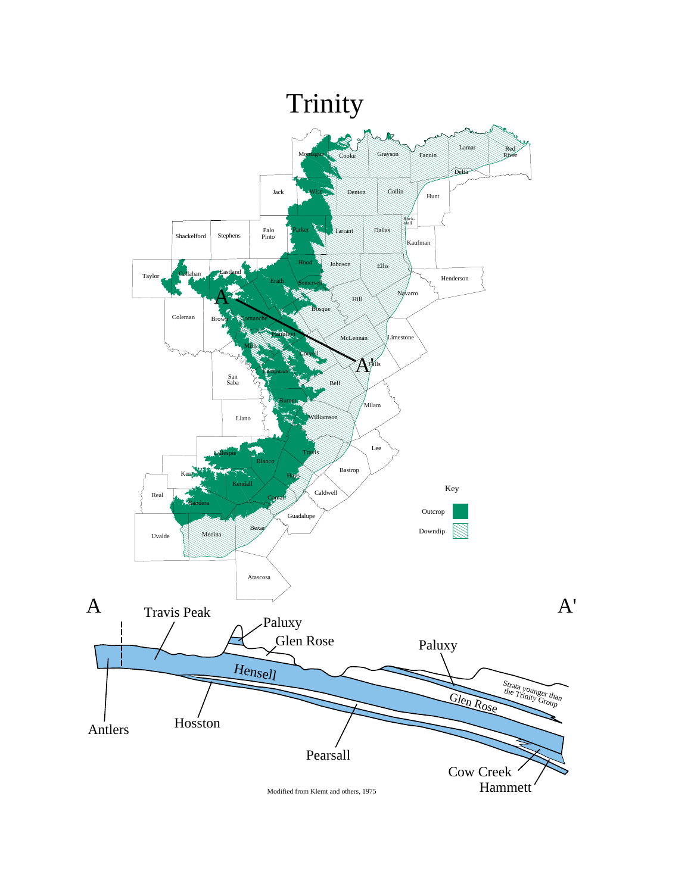# Trinity

Key

Outcrop

Downdip

A

A'

Travis Peak

Paluxy

Glen Rose

Hensell

Paluxy

Glen Rose

Strata younger than the Trinity Group

Antlers

Hosston

Pearsall

Cow Creek

Hammett

Modified from Klemt and others, 1975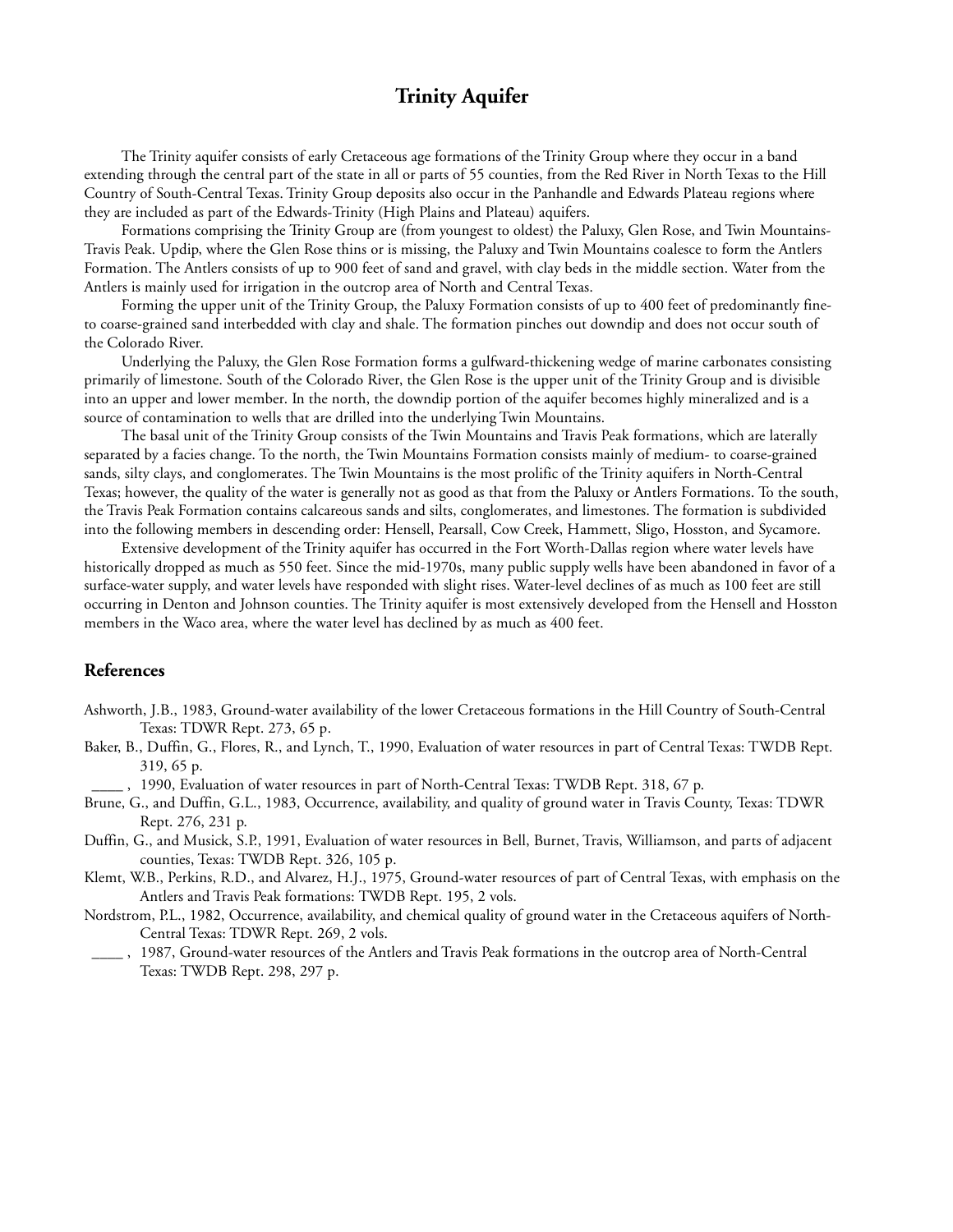# Trinity Aquifer

The Trinity aquifer consists of early Cretaceous age formations of the Trinity Group where they occur in a band extending through the central part of the state in all or parts of 55 counties, from the Red River in North Texas to the Hill Country of South-Central Texas. Trinity Group deposits also occur in the Panhandle and Edwards Plateau regions where they are included as part of the Edwards-Trinity (High Plains and Plateau) aquifers.

Formations comprising the Trinity Group are (from youngest to oldest) the Paluxy, Glen Rose, and Twin Mountains-Travis Peak. Updip, where the Glen Rose thins or is missing, the Paluxy and Twin Mountains coalesce to form the Antlers Formation. The Antlers consists of up to 900 feet of sand and gravel, with clay beds in the middle section. Water from the Antlers is mainly used for irrigation in the outcrop area of North and Central Texas.

Forming the upper unit of the Trinity Group, the Paluxy Formation consists of up to 400 feet of predominantly fine- to coarse-grained sand interbedded with clay and shale. The formation pinches out downdip and does not occur south of the Colorado River.

Underlying the Paluxy, the Glen Rose Formation forms a gulfward-thickening wedge of marine carbonates consisting primarily of limestone. South of the Colorado River, the Glen Rose is the upper unit of the Trinity Group and is divisible into an upper and lower member. In the north, the downdip portion of the aquifer becomes highly mineralized and is a source of contamination to wells that are drilled into the underlying Twin Mountains.

The basal unit of the Trinity Group consists of the Twin Mountains and Travis Peak formations, which are laterally separated by a facies change. To the north, the Twin Mountains Formation consists mainly of medium- to coarse-grained sands, silty clays, and conglomerates. The Twin Mountains is the most prolific of the Trinity aquifers in North-Central Texas; however, the quality of the water is generally not as good as that from the Paluxy or Antlers Formations. To the south, the Travis Peak Formation contains calcareous sands and silts, conglomerates, and limestones. The formation is subdivided into the following members in descending order: Hensell, Pearsall, Cow Creek, Hammett, Sligo, Hosston, and Sycamore.

Extensive development of the Trinity aquifer has occurred in the Fort Worth-Dallas region where water levels have historically dropped as much as 550 feet. Since the mid-1970s, many public supply wells have been abandoned in favor of a surface-water supply, and water levels have responded with slight rises. Water-level declines of as much as 100 feet are still occurring in Denton and Johnson counties. The Trinity aquifer is most extensively developed from the Hensell and Hosston members in the Waco area, where the water level has declined by as much as 400 feet.

## References

Ashworth, J.B., 1983, Ground-water availability of the lower Cretaceous formations in the Hill Country of South-Central Texas: TDWR Rept. 273, 65 p.

Baker, B., Duffin, G., Flores, R., and Lynch, T., 1990, Evaluation of water resources in part of Central Texas: TWDB Rept. 319, 65 p.

\_\_\_\_ , 1990, Evaluation of water resources in part of North-Central Texas: TWDB Rept. 318, 67 p.

Brune, G., and Duffin, G.L., 1983, Occurrence, availability, and quality of ground water in Travis County, Texas: TDWR Rept. 276, 231 p.

Duffin, G., and Musick, S.P., 1991, Evaluation of water resources in Bell, Burnet, Travis, Williamson, and parts of adjacent counties, Texas: TWDB Rept. 326, 105 p.

Klemt, W.B., Perkins, R.D., and Alvarez, H.J., 1975, Ground-water resources of part of Central Texas, with emphasis on the Antlers and Travis Peak formations: TWDB Rept. 195, 2 vols.

Nordstrom, P.L., 1982, Occurrence, availability, and chemical quality of ground water in the Cretaceous aquifers of North-Central Texas: TDWR Rept. 269, 2 vols.

\_\_\_\_ , 1987, Ground-water resources of the Antlers and Travis Peak formations in the outcrop area of North-Central Texas: TWDB Rept. 298, 297 p.